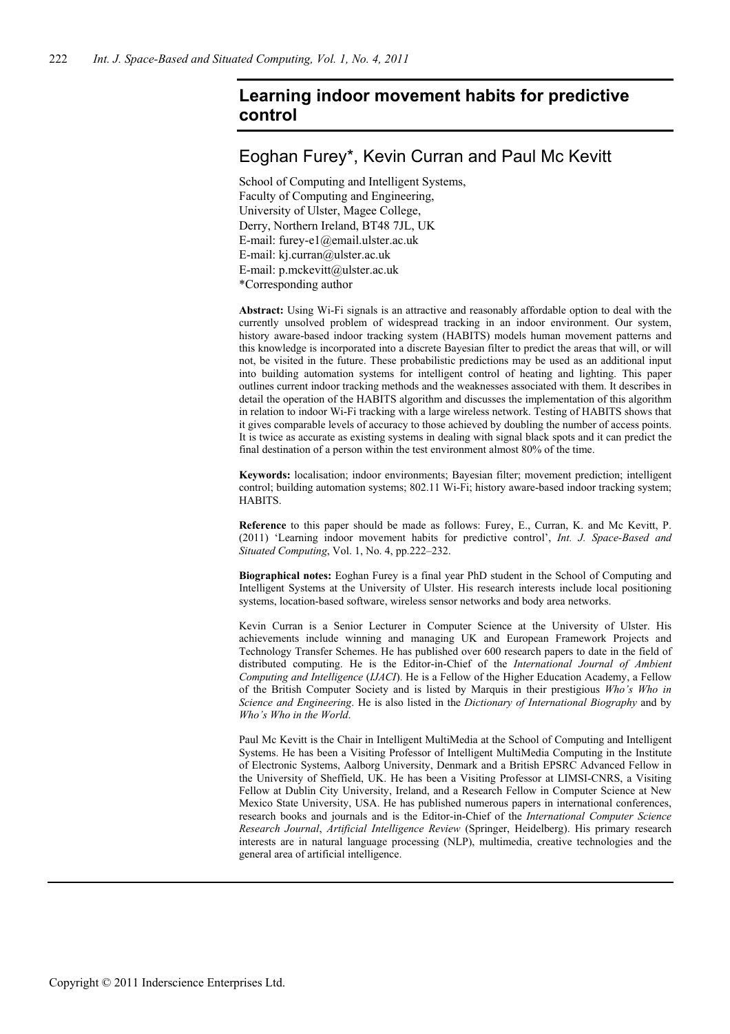# Learning indoor movement habits for predictive control

## Eoghan Furey*, Kevin Curran and Paul Mc Kevitt

School of Computing and Intelligent Systems,
Faculty of Computing and Engineering,
University of Ulster, Magee College,
Derry, Northern Ireland, BT48 7JL, UK
E-mail: furey-e1@email.ulster.ac.uk
E-mail: kj.curran@ulster.ac.uk
E-mail: p.mckevitt@ulster.ac.uk
*Corresponding author

**Abstract:** Using Wi-Fi signals is an attractive and reasonably affordable option to deal with the currently unsolved problem of widespread tracking in an indoor environment. Our system, history aware-based indoor tracking system (HABITS) models human movement patterns and this knowledge is incorporated into a discrete Bayesian filter to predict the areas that will, or will not, be visited in the future. These probabilistic predictions may be used as an additional input into building automation systems for intelligent control of heating and lighting. This paper outlines current indoor tracking methods and the weaknesses associated with them. It describes in detail the operation of the HABITS algorithm and discusses the implementation of this algorithm in relation to indoor Wi-Fi tracking with a large wireless network. Testing of HABITS shows that it gives comparable levels of accuracy to those achieved by doubling the number of access points. It is twice as accurate as existing systems in dealing with signal black spots and it can predict the final destination of a person within the test environment almost 80% of the time.

**Keywords:** localisation; indoor environments; Bayesian filter; movement prediction; intelligent control; building automation systems; 802.11 Wi-Fi; history aware-based indoor tracking system; HABITS.

**Reference** to this paper should be made as follows: Furey, E., Curran, K. and Mc Kevitt, P. (2011) 'Learning indoor movement habits for predictive control', *Int. J. Space-Based and Situated Computing*, Vol. 1, No. 4, pp.222–232.

**Biographical notes:** Eoghan Furey is a final year PhD student in the School of Computing and Intelligent Systems at the University of Ulster. His research interests include local positioning systems, location-based software, wireless sensor networks and body area networks.

Kevin Curran is a Senior Lecturer in Computer Science at the University of Ulster. His achievements include winning and managing UK and European Framework Projects and Technology Transfer Schemes. He has published over 600 research papers to date in the field of distributed computing. He is the Editor-in-Chief of the *International Journal of Ambient Computing and Intelligence* (*IJACI*). He is a Fellow of the Higher Education Academy, a Fellow of the British Computer Society and is listed by Marquis in their prestigious *Who's Who in Science and Engineering*. He is also listed in the *Dictionary of International Biography* and by *Who's Who in the World*.

Paul Mc Kevitt is the Chair in Intelligent MultiMedia at the School of Computing and Intelligent Systems. He has been a Visiting Professor of Intelligent MultiMedia Computing in the Institute of Electronic Systems, Aalborg University, Denmark and a British EPSRC Advanced Fellow in the University of Sheffield, UK. He has been a Visiting Professor at LIMSI-CNRS, a Visiting Fellow at Dublin City University, Ireland, and a Research Fellow in Computer Science at New Mexico State University, USA. He has published numerous papers in international conferences, research books and journals and is the Editor-in-Chief of the *International Computer Science Research Journal*, *Artificial Intelligence Review* (Springer, Heidelberg). His primary research interests are in natural language processing (NLP), multimedia, creative technologies and the general area of artificial intelligence.

Copyright © 2011 Inderscience Enterprises Ltd.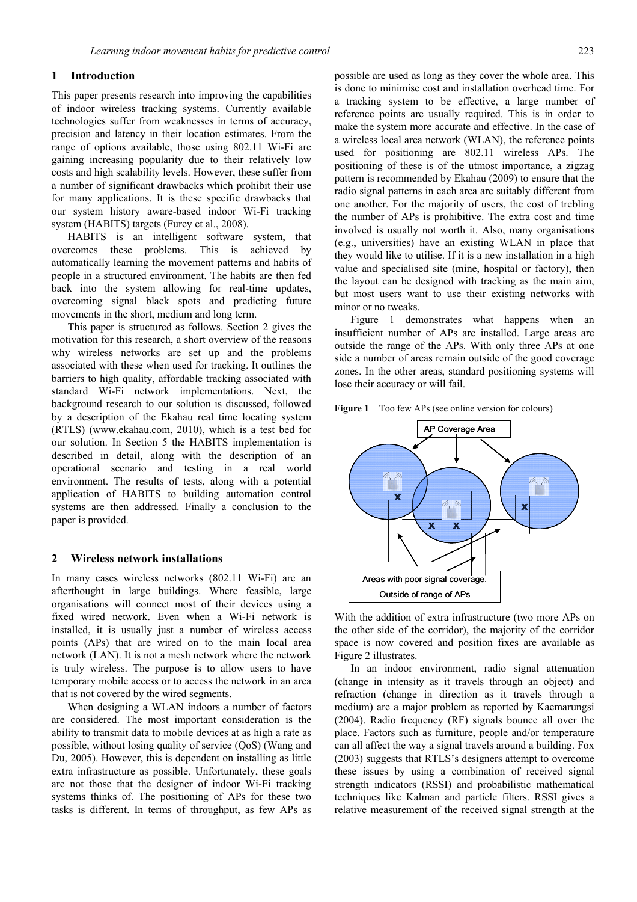## 1 Introduction

This paper presents research into improving the capabilities of indoor wireless tracking systems. Currently available technologies suffer from weaknesses in terms of accuracy, precision and latency in their location estimates. From the range of options available, those using 802.11 Wi-Fi are gaining increasing popularity due to their relatively low costs and high scalability levels. However, these suffer from a number of significant drawbacks which prohibit their use for many applications. It is these specific drawbacks that our system history aware-based indoor Wi-Fi tracking system (HABITS) targets (Furey et al., 2008).

HABITS is an intelligent software system, that overcomes these problems. This is achieved by automatically learning the movement patterns and habits of people in a structured environment. The habits are then fed back into the system allowing for real-time updates, overcoming signal black spots and predicting future movements in the short, medium and long term.

This paper is structured as follows. Section 2 gives the motivation for this research, a short overview of the reasons why wireless networks are set up and the problems associated with these when used for tracking. It outlines the barriers to high quality, affordable tracking associated with standard Wi-Fi network implementations. Next, the background research to our solution is discussed, followed by a description of the Ekahau real time locating system (RTLS) (www.ekahau.com, 2010), which is a test bed for our solution. In Section 5 the HABITS implementation is described in detail, along with the description of an operational scenario and testing in a real world environment. The results of tests, along with a potential application of HABITS to building automation control systems are then addressed. Finally a conclusion to the paper is provided.

## 2 Wireless network installations

In many cases wireless networks (802.11 Wi-Fi) are an afterthought in large buildings. Where feasible, large organisations will connect most of their devices using a fixed wired network. Even when a Wi-Fi network is installed, it is usually just a number of wireless access points (APs) that are wired on to the main local area network (LAN). It is not a mesh network where the network is truly wireless. The purpose is to allow users to have temporary mobile access or to access the network in an area that is not covered by the wired segments.

When designing a WLAN indoors a number of factors are considered. The most important consideration is the ability to transmit data to mobile devices at as high a rate as possible, without losing quality of service (QoS) (Wang and Du, 2005). However, this is dependent on installing as little extra infrastructure as possible. Unfortunately, these goals are not those that the designer of indoor Wi-Fi tracking systems thinks of. The positioning of APs for these two tasks is different. In terms of throughput, as few APs as possible are used as long as they cover the whole area. This is done to minimise cost and installation overhead time. For a tracking system to be effective, a large number of reference points are usually required. This is in order to make the system more accurate and effective. In the case of a wireless local area network (WLAN), the reference points used for positioning are 802.11 wireless APs. The positioning of these is of the utmost importance, a zigzag pattern is recommended by Ekahau (2009) to ensure that the radio signal patterns in each area are suitably different from one another. For the majority of users, the cost of trebling the number of APs is prohibitive. The extra cost and time involved is usually not worth it. Also, many organisations (e.g., universities) have an existing WLAN in place that they would like to utilise. If it is a new installation in a high value and specialised site (mine, hospital or factory), then the layout can be designed with tracking as the main aim, but most users want to use their existing networks with minor or no tweaks.

Figure 1 demonstrates what happens when an insufficient number of APs are installed. Large areas are outside the range of the APs. With only three APs at one side a number of areas remain outside of the good coverage zones. In the other areas, standard positioning systems will lose their accuracy or will fail.

**Figure 1** Too few APs (see online version for colours)

AP Coverage Area

Areas with poor signal coverage.
Outside of range of APs

With the addition of extra infrastructure (two more APs on the other side of the corridor), the majority of the corridor space is now covered and position fixes are available as Figure 2 illustrates.

In an indoor environment, radio signal attenuation (change in intensity as it travels through an object) and refraction (change in direction as it travels through a medium) are a major problem as reported by Kaemarungsi (2004). Radio frequency (RF) signals bounce all over the place. Factors such as furniture, people and/or temperature can all affect the way a signal travels around a building. Fox (2003) suggests that RTLS's designers attempt to overcome these issues by using a combination of received signal strength indicators (RSSI) and probabilistic mathematical techniques like Kalman and particle filters. RSSI gives a relative measurement of the received signal strength at the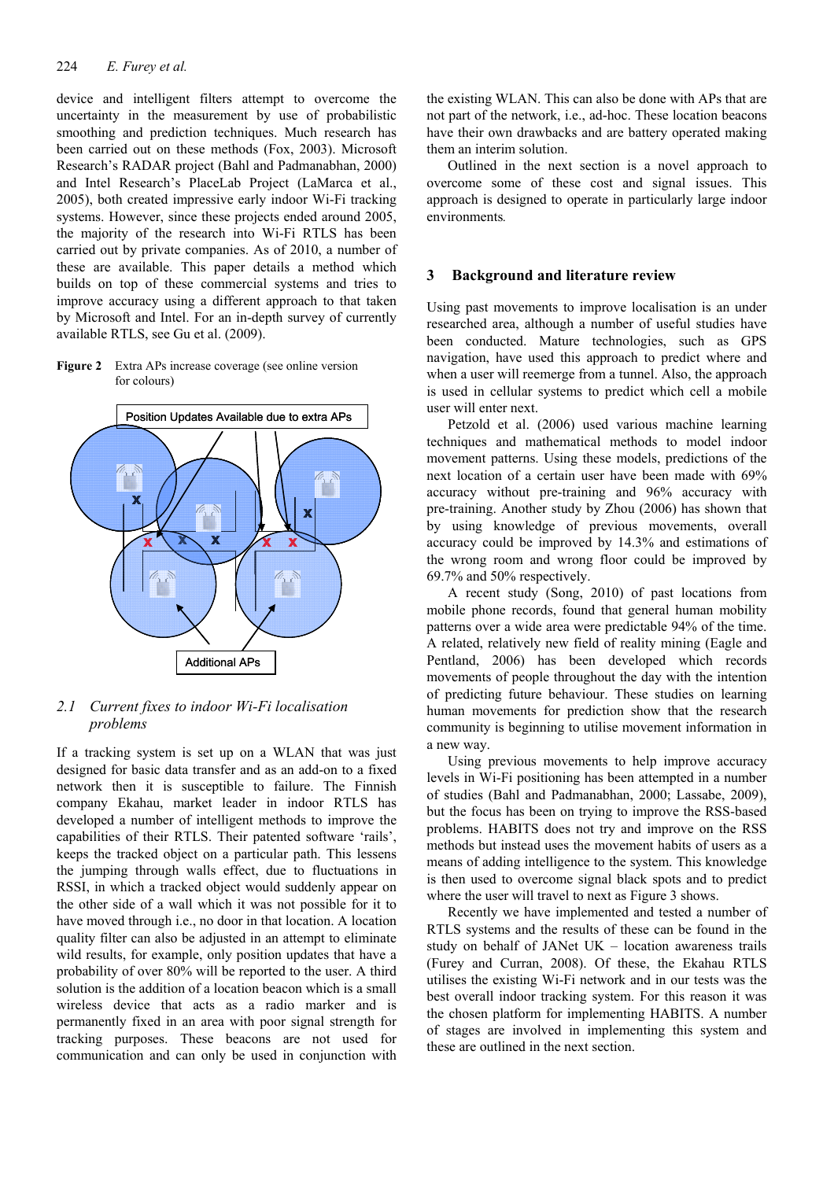device and intelligent filters attempt to overcome the uncertainty in the measurement by use of probabilistic smoothing and prediction techniques. Much research has been carried out on these methods (Fox, 2003). Microsoft Research's RADAR project (Bahl and Padmanabhan, 2000) and Intel Research's PlaceLab Project (LaMarca et al., 2005), both created impressive early indoor Wi-Fi tracking systems. However, since these projects ended around 2005, the majority of the research into Wi-Fi RTLS has been carried out by private companies. As of 2010, a number of these are available. This paper details a method which builds on top of these commercial systems and tries to improve accuracy using a different approach to that taken by Microsoft and Intel. For an in-depth survey of currently available RTLS, see Gu et al. (2009).

**Figure 2** Extra APs increase coverage (see online version for colours)

## 2.1 *Current fixes to indoor Wi-Fi localisation problems*

If a tracking system is set up on a WLAN that was just designed for basic data transfer and as an add-on to a fixed network then it is susceptible to failure. The Finnish company Ekahau, market leader in indoor RTLS has developed a number of intelligent methods to improve the capabilities of their RTLS. Their patented software 'rails', keeps the tracked object on a particular path. This lessens the jumping through walls effect, due to fluctuations in RSSI, in which a tracked object would suddenly appear on the other side of a wall which it was not possible for it to have moved through i.e., no door in that location. A location quality filter can also be adjusted in an attempt to eliminate wild results, for example, only position updates that have a probability of over 80% will be reported to the user. A third solution is the addition of a location beacon which is a small wireless device that acts as a radio marker and is permanently fixed in an area with poor signal strength for tracking purposes. These beacons are not used for communication and can only be used in conjunction with the existing WLAN. This can also be done with APs that are not part of the network, i.e., ad-hoc. These location beacons have their own drawbacks and are battery operated making them an interim solution.

Outlined in the next section is a novel approach to overcome some of these cost and signal issues. This approach is designed to operate in particularly large indoor environments.

# 3 Background and literature review

Using past movements to improve localisation is an under researched area, although a number of useful studies have been conducted. Mature technologies, such as GPS navigation, have used this approach to predict where and when a user will reemerge from a tunnel. Also, the approach is used in cellular systems to predict which cell a mobile user will enter next.

Petzold et al. (2006) used various machine learning techniques and mathematical methods to model indoor movement patterns. Using these models, predictions of the next location of a certain user have been made with 69% accuracy without pre-training and 96% accuracy with pre-training. Another study by Zhou (2006) has shown that by using knowledge of previous movements, overall accuracy could be improved by 14.3% and estimations of the wrong room and wrong floor could be improved by 69.7% and 50% respectively.

A recent study (Song, 2010) of past locations from mobile phone records, found that general human mobility patterns over a wide area were predictable 94% of the time. A related, relatively new field of reality mining (Eagle and Pentland, 2006) has been developed which records movements of people throughout the day with the intention of predicting future behaviour. These studies on learning human movements for prediction show that the research community is beginning to utilise movement information in a new way.

Using previous movements to help improve accuracy levels in Wi-Fi positioning has been attempted in a number of studies (Bahl and Padmanabhan, 2000; Lassabe, 2009), but the focus has been on trying to improve the RSS-based problems. HABITS does not try and improve on the RSS methods but instead uses the movement habits of users as a means of adding intelligence to the system. This knowledge is then used to overcome signal black spots and to predict where the user will travel to next as Figure 3 shows.

Recently we have implemented and tested a number of RTLS systems and the results of these can be found in the study on behalf of JANet UK – location awareness trails (Furey and Curran, 2008). Of these, the Ekahau RTLS utilises the existing Wi-Fi network and in our tests was the best overall indoor tracking system. For this reason it was the chosen platform for implementing HABITS. A number of stages are involved in implementing this system and these are outlined in the next section.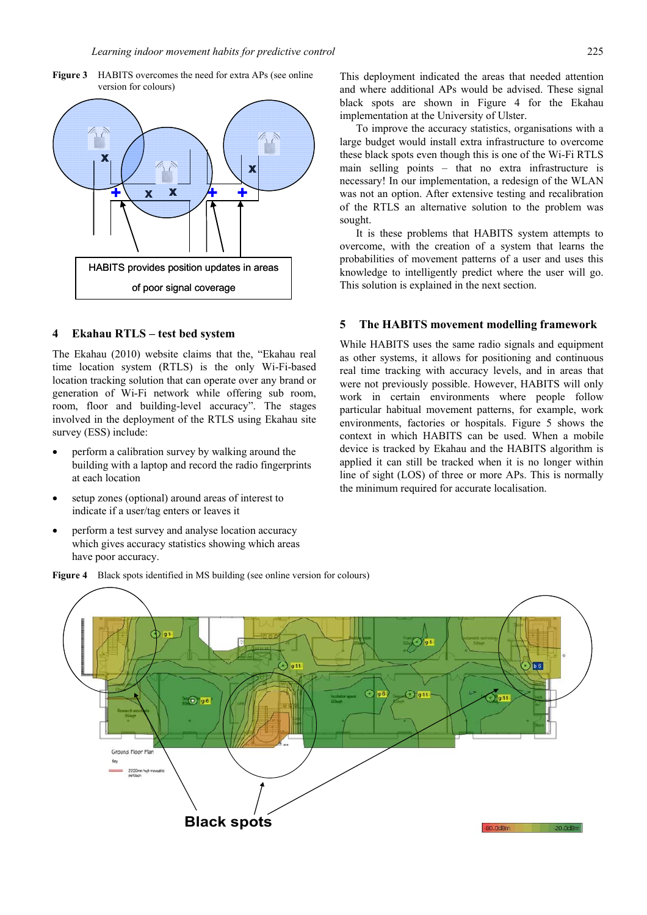**Figure 3** HABITS overcomes the need for extra APs (see online version for colours)

**Figure 4** Black spots identified in MS building (see online version for colours)

## 4 Ekahau RTLS – test bed system

The Ekahau (2010) website claims that the, "Ekahau real time location system (RTLS) is the only Wi-Fi-based location tracking solution that can operate over any brand or generation of Wi-Fi network while offering sub room, room, floor and building-level accuracy". The stages involved in the deployment of the RTLS using Ekahau site survey (ESS) include:

- perform a calibration survey by walking around the building with a laptop and record the radio fingerprints at each location
- setup zones (optional) around areas of interest to indicate if a user/tag enters or leaves it
- perform a test survey and analyse location accuracy which gives accuracy statistics showing which areas have poor accuracy.

This deployment indicated the areas that needed attention and where additional APs would be advised. These signal black spots are shown in Figure 4 for the Ekahau implementation at the University of Ulster.

To improve the accuracy statistics, organisations with a large budget would install extra infrastructure to overcome these black spots even though this is one of the Wi-Fi RTLS main selling points – that no extra infrastructure is necessary! In our implementation, a redesign of the WLAN was not an option. After extensive testing and recalibration of the RTLS an alternative solution to the problem was sought.

It is these problems that HABITS system attempts to overcome, with the creation of a system that learns the probabilities of movement patterns of a user and uses this knowledge to intelligently predict where the user will go. This solution is explained in the next section.

## 5 The HABITS movement modelling framework

While HABITS uses the same radio signals and equipment as other systems, it allows for positioning and continuous real time tracking with accuracy levels, and in areas that were not previously possible. However, HABITS will only work in certain environments where people follow particular habitual movement patterns, for example, work environments, factories or hospitals. Figure 5 shows the context in which HABITS can be used. When a mobile device is tracked by Ekahau and the HABITS algorithm is applied it can still be tracked when it is no longer within line of sight (LOS) of three or more APs. This is normally the minimum required for accurate localisation.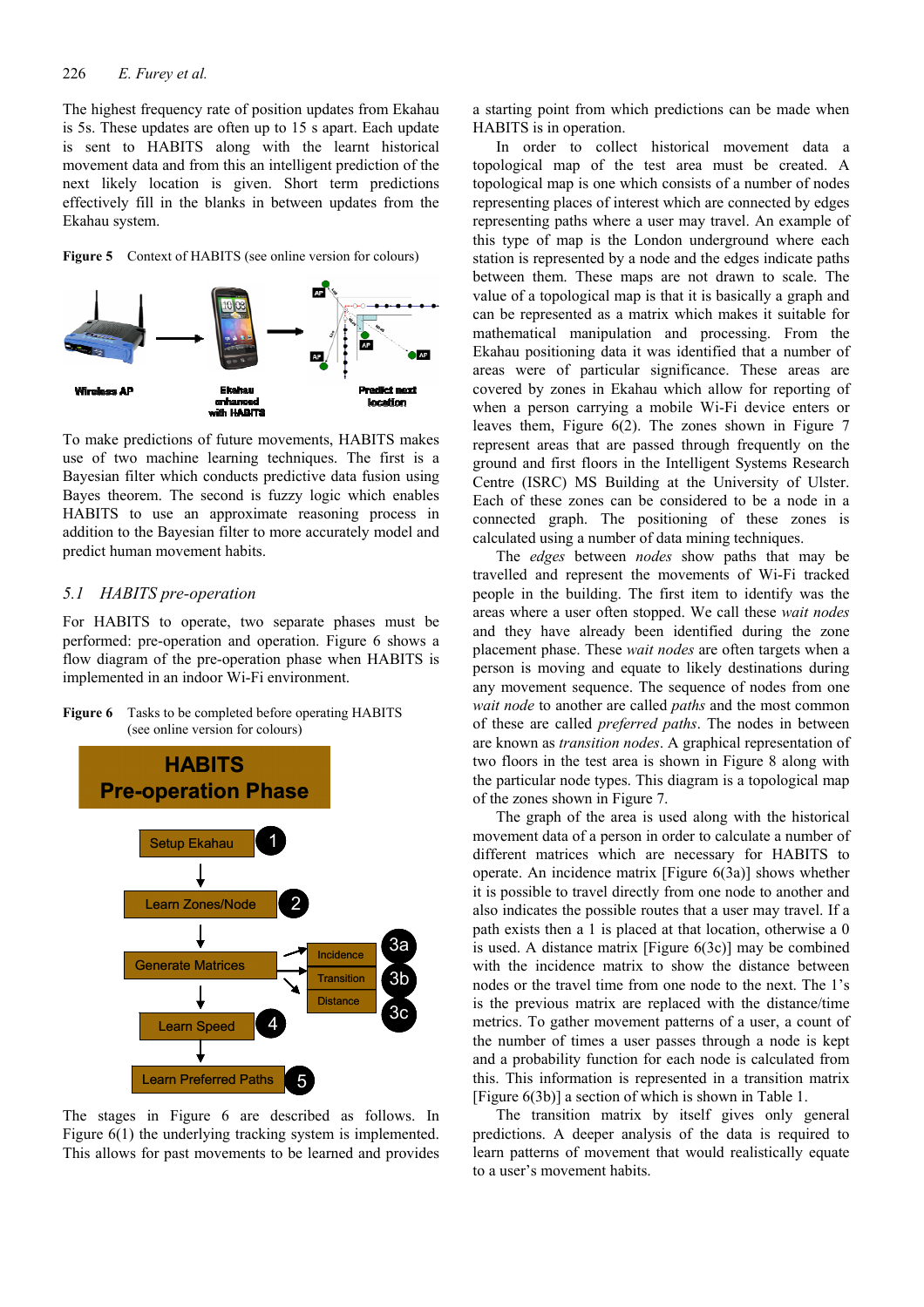The highest frequency rate of position updates from Ekahau is 5s. These updates are often up to 15 s apart. Each update is sent to HABITS along with the learnt historical movement data and from this an intelligent prediction of the next likely location is given. Short term predictions effectively fill in the blanks in between updates from the Ekahau system.

**Figure 5** Context of HABITS (see online version for colours)

Wireless AP

Ekahau enhanced with HABITS

Predict next location

To make predictions of future movements, HABITS makes use of two machine learning techniques. The first is a Bayesian filter which conducts predictive data fusion using Bayes theorem. The second is fuzzy logic which enables HABITS to use an approximate reasoning process in addition to the Bayesian filter to more accurately model and predict human movement habits.

## 5.1 *HABITS pre-operation*

For HABITS to operate, two separate phases must be performed: pre-operation and operation. Figure 6 shows a flow diagram of the pre-operation phase when HABITS is implemented in an indoor Wi-Fi environment.

**Figure 6** Tasks to be completed before operating HABITS (see online version for colours)

HABITS Pre-operation Phase

Setup Ekahau 1

Learn Zones/Node 2

Generate Matrices

Incidence 3a

Transition 3b

Distance 3c

Learn Speed 4

Learn Preferred Paths 5

The stages in Figure 6 are described as follows. In Figure 6(1) the underlying tracking system is implemented. This allows for past movements to be learned and provides a starting point from which predictions can be made when HABITS is in operation.

In order to collect historical movement data a topological map of the test area must be created. A topological map is one which consists of a number of nodes representing places of interest which are connected by edges representing paths where a user may travel. An example of this type of map is the London underground where each station is represented by a node and the edges indicate paths between them. These maps are not drawn to scale. The value of a topological map is that it is basically a graph and can be represented as a matrix which makes it suitable for mathematical manipulation and processing. From the Ekahau positioning data it was identified that a number of areas were of particular significance. These areas are covered by zones in Ekahau which allow for reporting of when a person carrying a mobile Wi-Fi device enters or leaves them, Figure 6(2). The zones shown in Figure 7 represent areas that are passed through frequently on the ground and first floors in the Intelligent Systems Research Centre (ISRC) MS Building at the University of Ulster. Each of these zones can be considered to be a node in a connected graph. The positioning of these zones is calculated using a number of data mining techniques.

The *edges* between *nodes* show paths that may be travelled and represent the movements of Wi-Fi tracked people in the building. The first item to identify was the areas where a user often stopped. We call these *wait nodes* and they have already been identified during the zone placement phase. These *wait nodes* are often targets when a person is moving and equate to likely destinations during any movement sequence. The sequence of nodes from one *wait node* to another are called *paths* and the most common of these are called *preferred paths*. The nodes in between are known as *transition nodes*. A graphical representation of two floors in the test area is shown in Figure 8 along with the particular node types. This diagram is a topological map of the zones shown in Figure 7.

The graph of the area is used along with the historical movement data of a person in order to calculate a number of different matrices which are necessary for HABITS to operate. An incidence matrix [Figure 6(3a)] shows whether it is possible to travel directly from one node to another and also indicates the possible routes that a user may travel. If a path exists then a 1 is placed at that location, otherwise a 0 is used. A distance matrix [Figure 6(3c)] may be combined with the incidence matrix to show the distance between nodes or the travel time from one node to the next. The 1's is the previous matrix are replaced with the distance/time metrics. To gather movement patterns of a user, a count of the number of times a user passes through a node is kept and a probability function for each node is calculated from this. This information is represented in a transition matrix [Figure 6(3b)] a section of which is shown in Table 1.

The transition matrix by itself gives only general predictions. A deeper analysis of the data is required to learn patterns of movement that would realistically equate to a user's movement habits.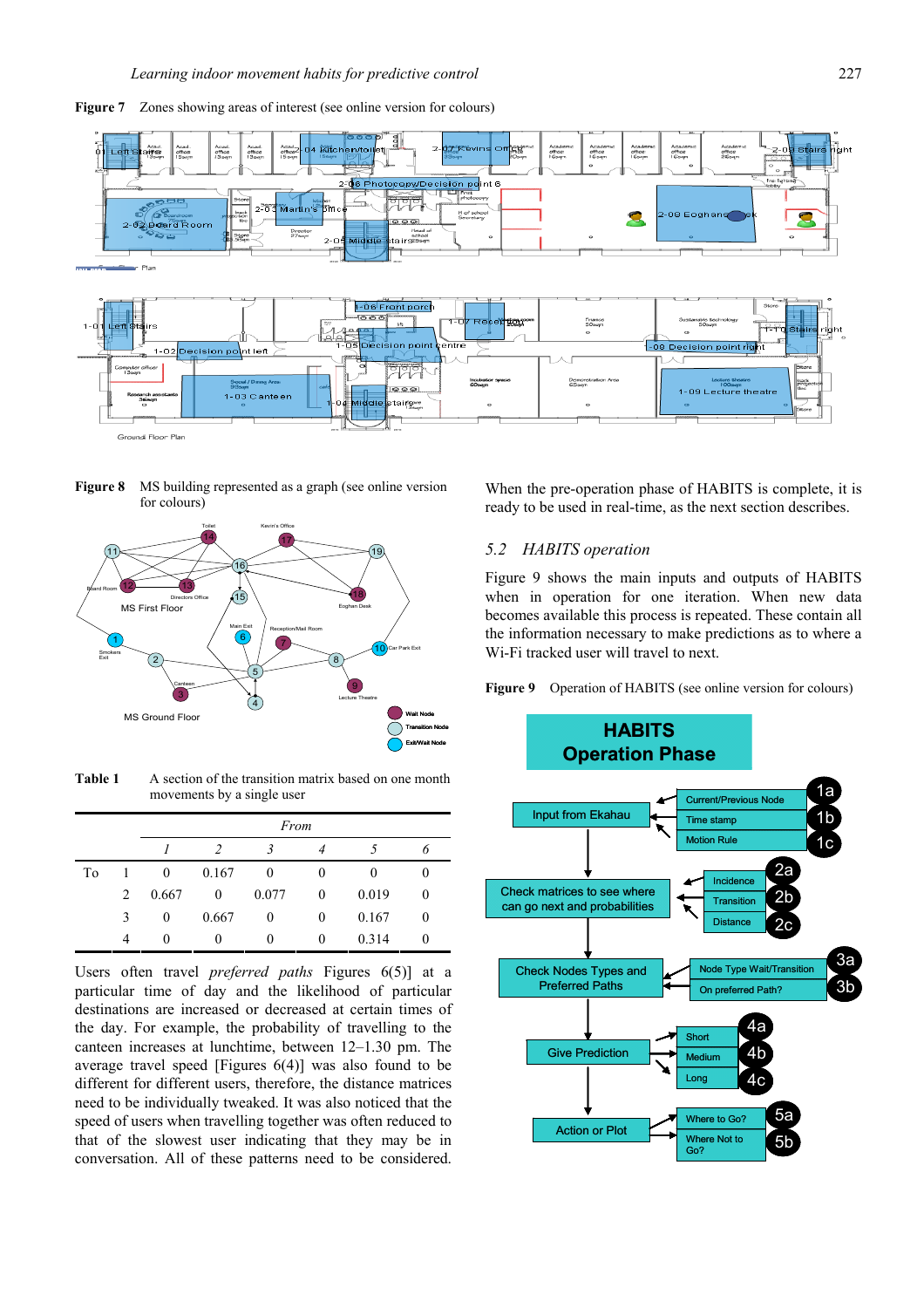**Figure 7** Zones showing areas of interest (see online version for colours)

**Figure 8** MS building represented as a graph (see online version for colours)

**Table 1** A section of the transition matrix based on one month movements by a single user

| | | *From* | | | | | |
|---|---|---|---|---|---|---|---|
| | | *1* | *2* | *3* | *4* | *5* | *6* |
| To | 1 | 0 | 0.167 | 0 | 0 | 0 | 0 |
| | 2 | 0.667 | 0 | 0.077 | 0 | 0.019 | 0 |
| | 3 | 0 | 0.667 | 0 | 0 | 0.167 | 0 |
| | 4 | 0 | 0 | 0 | 0 | 0.314 | 0 |

Users often travel *preferred paths* Figures 6(5)] at a particular time of day and the likelihood of particular destinations are increased or decreased at certain times of the day. For example, the probability of travelling to the canteen increases at lunchtime, between 12–1.30 pm. The average travel speed [Figures 6(4)] was also found to be different for different users, therefore, the distance matrices need to be individually tweaked. It was also noticed that the speed of users when travelling together was often reduced to that of the slowest user indicating that they may be in conversation. All of these patterns need to be considered.

When the pre-operation phase of HABITS is complete, it is ready to be used in real-time, as the next section describes.

## 5.2 *HABITS operation*

Figure 9 shows the main inputs and outputs of HABITS when in operation for one iteration. When new data becomes available this process is repeated. These contain all the information necessary to make predictions as to where a Wi-Fi tracked user will travel to next.

**Figure 9** Operation of HABITS (see online version for colours)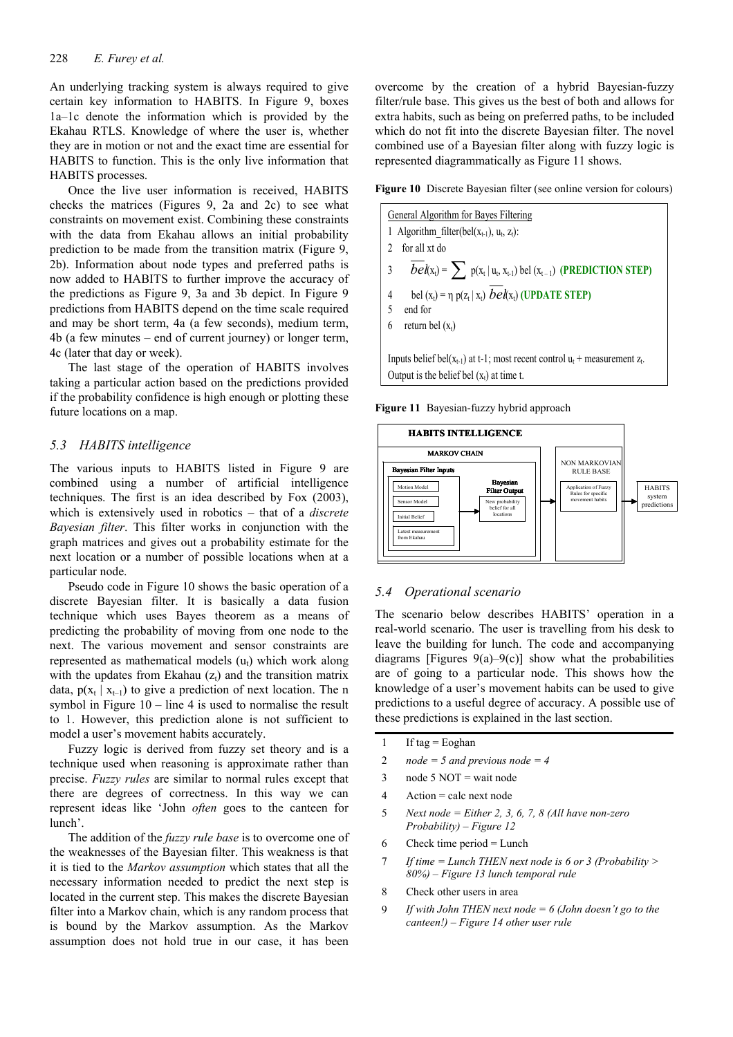An underlying tracking system is always required to give certain key information to HABITS. In Figure 9, boxes 1a–1c denote the information which is provided by the Ekahau RTLS. Knowledge of where the user is, whether they are in motion or not and the exact time are essential for HABITS to function. This is the only live information that HABITS processes.

Once the live user information is received, HABITS checks the matrices (Figures 9, 2a and 2c) to see what constraints on movement exist. Combining these constraints with the data from Ekahau allows an initial probability prediction to be made from the transition matrix (Figure 9, 2b). Information about node types and preferred paths is now added to HABITS to further improve the accuracy of the predictions as Figure 9, 3a and 3b depict. In Figure 9 predictions from HABITS depend on the time scale required and may be short term, 4a (a few seconds), medium term, 4b (a few minutes – end of current journey) or longer term, 4c (later that day or week).

The last stage of the operation of HABITS involves taking a particular action based on the predictions provided if the probability confidence is high enough or plotting these future locations on a map.

### 5.3 HABITS intelligence

The various inputs to HABITS listed in Figure 9 are combined using a number of artificial intelligence techniques. The first is an idea described by Fox (2003), which is extensively used in robotics – that of a *discrete Bayesian filter*. This filter works in conjunction with the graph matrices and gives out a probability estimate for the next location or a number of possible locations when at a particular node.

Pseudo code in Figure 10 shows the basic operation of a discrete Bayesian filter. It is basically a data fusion technique which uses Bayes theorem as a means of predicting the probability of moving from one node to the next. The various movement and sensor constraints are represented as mathematical models ($u_t$) which work along with the updates from Ekahau ($z_t$) and the transition matrix data, $p(x_t \mid x_{t-1})$ to give a prediction of next location. The n symbol in Figure 10 – line 4 is used to normalise the result to 1. However, this prediction alone is not sufficient to model a user's movement habits accurately.

Fuzzy logic is derived from fuzzy set theory and is a technique used when reasoning is approximate rather than precise. *Fuzzy rules* are similar to normal rules except that there are degrees of correctness. In this way we can represent ideas like 'John *often* goes to the canteen for lunch'.

The addition of the *fuzzy rule base* is to overcome one of the weaknesses of the Bayesian filter. This weakness is that it is tied to the *Markov assumption* which states that all the necessary information needed to predict the next step is located in the current step. This makes the discrete Bayesian filter into a Markov chain, which is any random process that is bound by the Markov assumption. As the Markov assumption does not hold true in our case, it has been overcome by the creation of a hybrid Bayesian-fuzzy filter/rule base. This gives us the best of both and allows for extra habits, such as being on preferred paths, to be included which do not fit into the discrete Bayesian filter. The novel combined use of a Bayesian filter along with fuzzy logic is represented diagrammatically as Figure 11 shows.

**Figure 10** Discrete Bayesian filter (see online version for colours)

General Algorithm for Bayes Filtering

1. Algorithm_filter($bel(x_{t-1}), u_t, z_t$):
2. for all xt do
3. $\overline{bel}(x_t) = \sum p(x_t \mid u_t, x_{t-1})\, bel(x_{t-1})$ **(PREDICTION STEP)**
4. $bel(x_t) = \eta\, p(z_t \mid x_t)\, \overline{bel}(x_t)$ **(UPDATE STEP)**
5. end for
6. return bel ($x_t$)

Inputs belief $bel(x_{t-1})$ at t-1; most recent control $u_t$ + measurement $z_t$.
Output is the belief bel ($x_t$) at time t.

**Figure 11** Bayesian-fuzzy hybrid approach

**HABITS INTELLIGENCE**

- **MARKOV CHAIN**
  - **Bayesian Filter Inputs**: Motion Model; Sensor Model; Initial Belief; Latest measurement from Ekahau
  - → **Bayesian Filter Output**: New probability belief for all locations
- → **NON MARKOVIAN RULE BASE**: Application of Fuzzy Rules for specific movement habits
- → HABITS system predictions

### 5.4 Operational scenario

The scenario below describes HABITS' operation in a real-world scenario. The user is travelling from his desk to leave the building for lunch. The code and accompanying diagrams [Figures 9(a)–9(c)] show what the probabilities are of going to a particular node. This shows how the knowledge of a user's movement habits can be used to give predictions to a useful degree of accuracy. A possible use of these predictions is explained in the last section.

1. If tag = Eoghan
2. *node = 5 and previous node = 4*
3. node 5 NOT = wait node
4. Action = calc next node
5. *Next node = Either 2, 3, 6, 7, 8 (All have non-zero Probability) – Figure 12*
6. Check time period = Lunch
7. *If time = Lunch THEN next node is 6 or 3 (Probability > 80%) – Figure 13 lunch temporal rule*
8. Check other users in area
9. *If with John THEN next node = 6 (John doesn't go to the canteen!) – Figure 14 other user rule*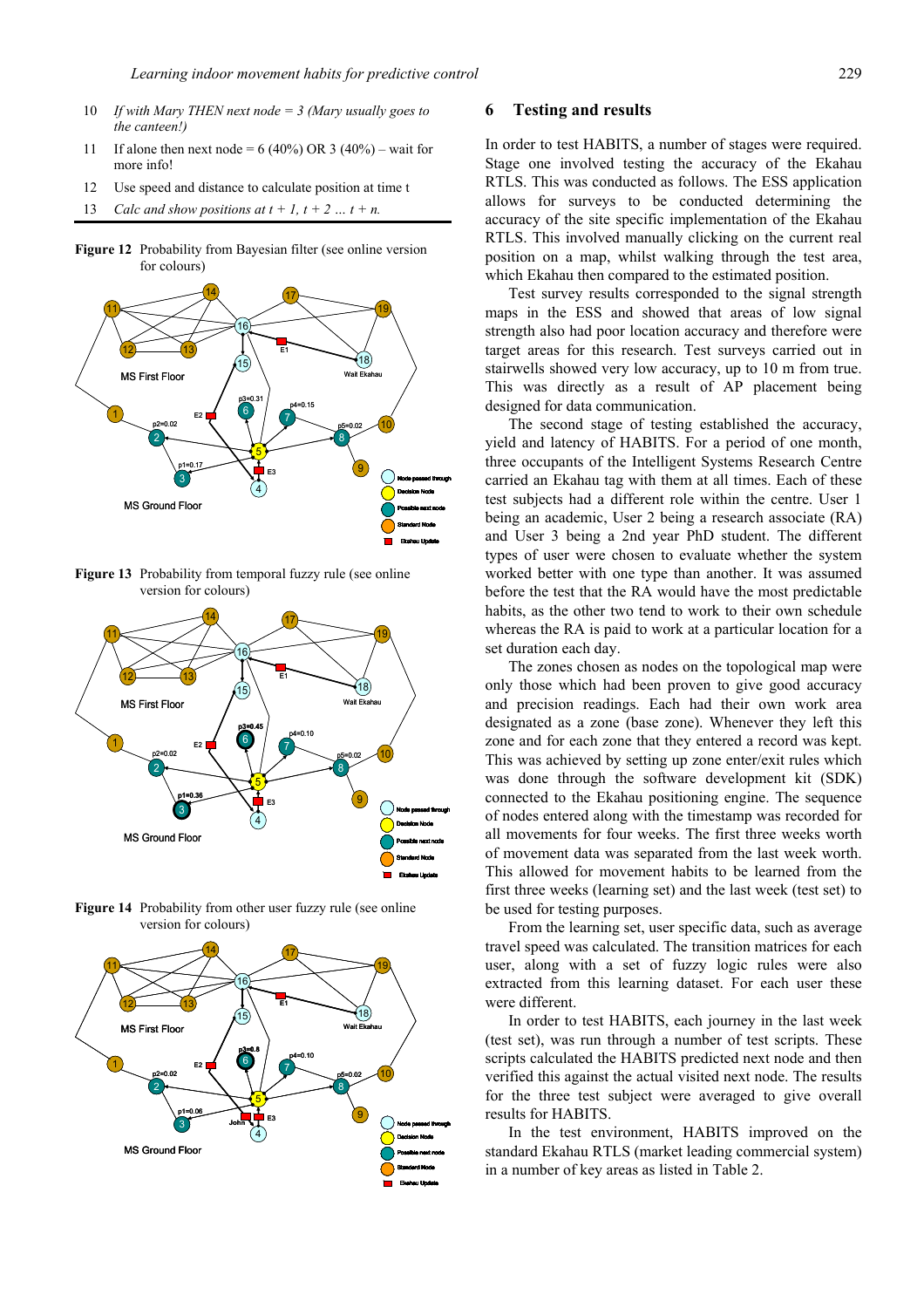10 *If with Mary THEN next node = 3 (Mary usually goes to the canteen!)*

11 If alone then next node = 6 (40%) OR 3 (40%) – wait for more info!

12 Use speed and distance to calculate position at time t

13 *Calc and show positions at t + 1, t + 2 … t + n.*

**Figure 12** Probability from Bayesian filter (see online version for colours)

11
14
17
19
12
13
16
E1
15
18
MS First Floor
Wait Ekahau
p3=0.31
1
E2
6
p4=0.15
7
p5=0.02
10
p2=0.02
2
8
5
p1=0.17
9
3
E3
4
MS Ground Floor
Node passed through
Decision Node
Possible next node
Standard Node
Ekahau Update

**Figure 13** Probability from temporal fuzzy rule (see online version for colours)

11
14
17
19
12
13
16
E1
15
18
MS First Floor
Wait Ekahau
p3=0.45
1
E2
6
p4=0.10
7
p5=0.02
10
p2=0.02
2
8
5
p1=0.36
9
3
E3
4
MS Ground Floor
Node passed through
Decision Node
Possible next node
Standard Node
Ekahau Update

**Figure 14** Probability from other user fuzzy rule (see online version for colours)

11
14
17
19
12
13
16
E1
15
18
MS First Floor
Wait Ekahau
p3=0.8
1
E2
6
p4=0.10
7
p5=0.02
10
p2=0.02
2
8
5
p1=0.06
9
3
John
E3
4
MS Ground Floor
Node passed through
Decision Node
Possible next node
Standard Node
Ekahau Update

## 6 Testing and results

In order to test HABITS, a number of stages were required. Stage one involved testing the accuracy of the Ekahau RTLS. This was conducted as follows. The ESS application allows for surveys to be conducted determining the accuracy of the site specific implementation of the Ekahau RTLS. This involved manually clicking on the current real position on a map, whilst walking through the test area, which Ekahau then compared to the estimated position.

Test survey results corresponded to the signal strength maps in the ESS and showed that areas of low signal strength also had poor location accuracy and therefore were target areas for this research. Test surveys carried out in stairwells showed very low accuracy, up to 10 m from true. This was directly as a result of AP placement being designed for data communication.

The second stage of testing established the accuracy, yield and latency of HABITS. For a period of one month, three occupants of the Intelligent Systems Research Centre carried an Ekahau tag with them at all times. Each of these test subjects had a different role within the centre. User 1 being an academic, User 2 being a research associate (RA) and User 3 being a 2nd year PhD student. The different types of user were chosen to evaluate whether the system worked better with one type than another. It was assumed before the test that the RA would have the most predictable habits, as the other two tend to work to their own schedule whereas the RA is paid to work at a particular location for a set duration each day.

The zones chosen as nodes on the topological map were only those which had been proven to give good accuracy and precision readings. Each had their own work area designated as a zone (base zone). Whenever they left this zone and for each zone that they entered a record was kept. This was achieved by setting up zone enter/exit rules which was done through the software development kit (SDK) connected to the Ekahau positioning engine. The sequence of nodes entered along with the timestamp was recorded for all movements for four weeks. The first three weeks worth of movement data was separated from the last week worth. This allowed for movement habits to be learned from the first three weeks (learning set) and the last week (test set) to be used for testing purposes.

From the learning set, user specific data, such as average travel speed was calculated. The transition matrices for each user, along with a set of fuzzy logic rules were also extracted from this learning dataset. For each user these were different.

In order to test HABITS, each journey in the last week (test set), was run through a number of test scripts. These scripts calculated the HABITS predicted next node and then verified this against the actual visited next node. The results for the three test subject were averaged to give overall results for HABITS.

In the test environment, HABITS improved on the standard Ekahau RTLS (market leading commercial system) in a number of key areas as listed in Table 2.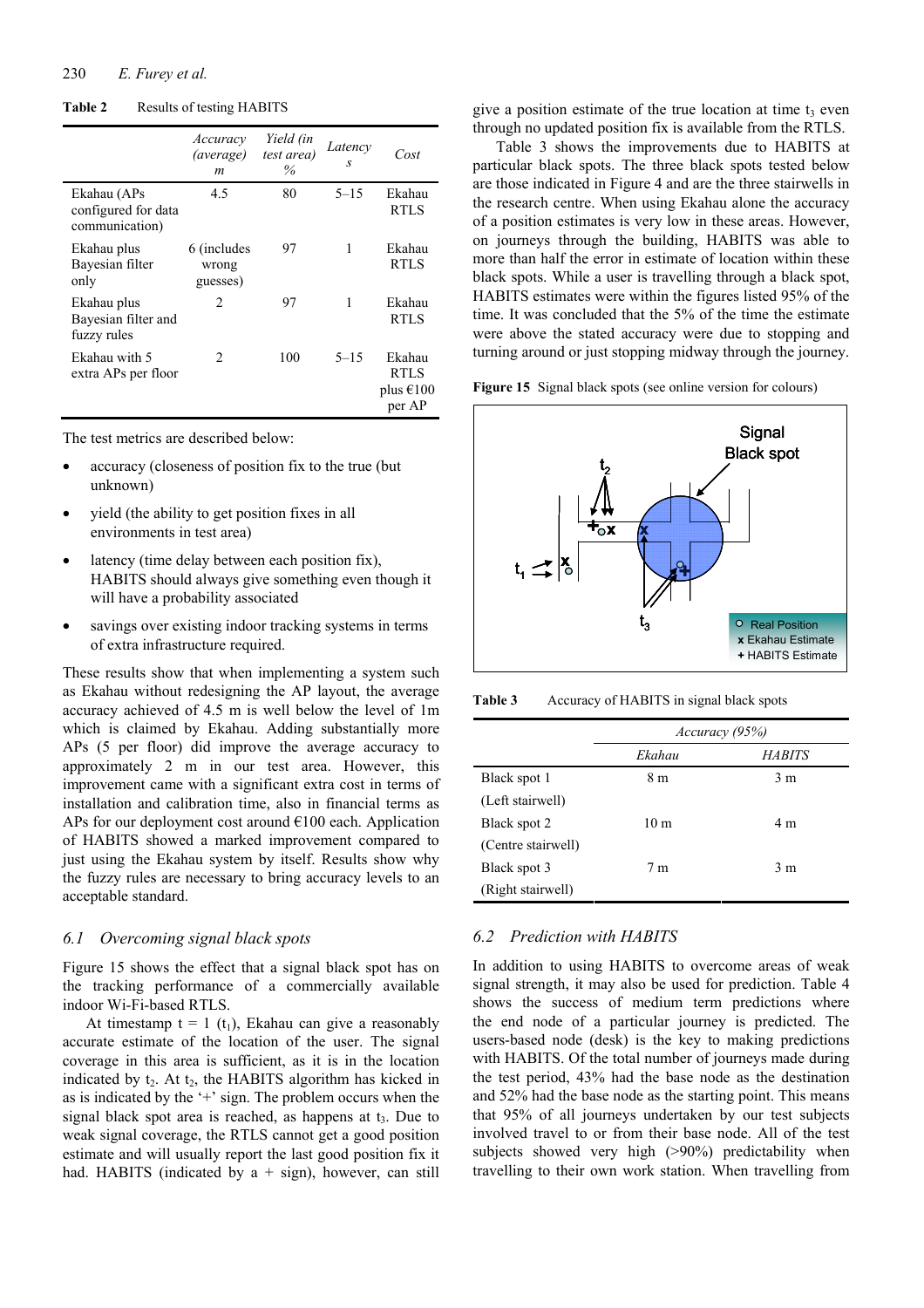**Table 2** Results of testing HABITS

| | *Accuracy (average) m* | *Yield (in test area) %* | *Latency s* | *Cost* |
|---|---|---|---|---|
| Ekahau (APs configured for data communication) | 4.5 | 80 | 5–15 | Ekahau RTLS |
| Ekahau plus Bayesian filter only | 6 (includes wrong guesses) | 97 | 1 | Ekahau RTLS |
| Ekahau plus Bayesian filter and fuzzy rules | 2 | 97 | 1 | Ekahau RTLS |
| Ekahau with 5 extra APs per floor | 2 | 100 | 5–15 | Ekahau RTLS plus €100 per AP |

The test metrics are described below:

- accuracy (closeness of position fix to the true (but unknown)
- yield (the ability to get position fixes in all environments in test area)
- latency (time delay between each position fix), HABITS should always give something even though it will have a probability associated
- savings over existing indoor tracking systems in terms of extra infrastructure required.

These results show that when implementing a system such as Ekahau without redesigning the AP layout, the average accuracy achieved of 4.5 m is well below the level of 1m which is claimed by Ekahau. Adding substantially more APs (5 per floor) did improve the average accuracy to approximately 2 m in our test area. However, this improvement came with a significant extra cost in terms of installation and calibration time, also in financial terms as APs for our deployment cost around €100 each. Application of HABITS showed a marked improvement compared to just using the Ekahau system by itself. Results show why the fuzzy rules are necessary to bring accuracy levels to an acceptable standard.

### 6.1 Overcoming signal black spots

Figure 15 shows the effect that a signal black spot has on the tracking performance of a commercially available indoor Wi-Fi-based RTLS.

At timestamp t = 1 ($t_1$), Ekahau can give a reasonably accurate estimate of the location of the user. The signal coverage in this area is sufficient, as it is in the location indicated by $t_2$. At $t_2$, the HABITS algorithm has kicked in as is indicated by the '+' sign. The problem occurs when the signal black spot area is reached, as happens at $t_3$. Due to weak signal coverage, the RTLS cannot get a good position estimate and will usually report the last good position fix it had. HABITS (indicated by a + sign), however, can still give a position estimate of the true location at time $t_3$ even through no updated position fix is available from the RTLS.

Table 3 shows the improvements due to HABITS at particular black spots. The three black spots tested below are those indicated in Figure 4 and are the three stairwells in the research centre. When using Ekahau alone the accuracy of a position estimates is very low in these areas. However, on journeys through the building, HABITS was able to more than half the error in estimate of location within these black spots. While a user is travelling through a black spot, HABITS estimates were within the figures listed 95% of the time. It was concluded that the 5% of the time the estimate were above the stated accuracy were due to stopping and turning around or just stopping midway through the journey.

**Figure 15** Signal black spots (see online version for colours)

**Table 3** Accuracy of HABITS in signal black spots

| | *Accuracy (95%)* | |
|---|---|---|
| | *Ekahau* | *HABITS* |
| Black spot 1 (Left stairwell) | 8 m | 3 m |
| Black spot 2 (Centre stairwell) | 10 m | 4 m |
| Black spot 3 (Right stairwell) | 7 m | 3 m |

### 6.2 Prediction with HABITS

In addition to using HABITS to overcome areas of weak signal strength, it may also be used for prediction. Table 4 shows the success of medium term predictions where the end node of a particular journey is predicted. The users-based node (desk) is the key to making predictions with HABITS. Of the total number of journeys made during the test period, 43% had the base node as the destination and 52% had the base node as the starting point. This means that 95% of all journeys undertaken by our test subjects involved travel to or from their base node. All of the test subjects showed very high (>90%) predictability when travelling to their own work station. When travelling from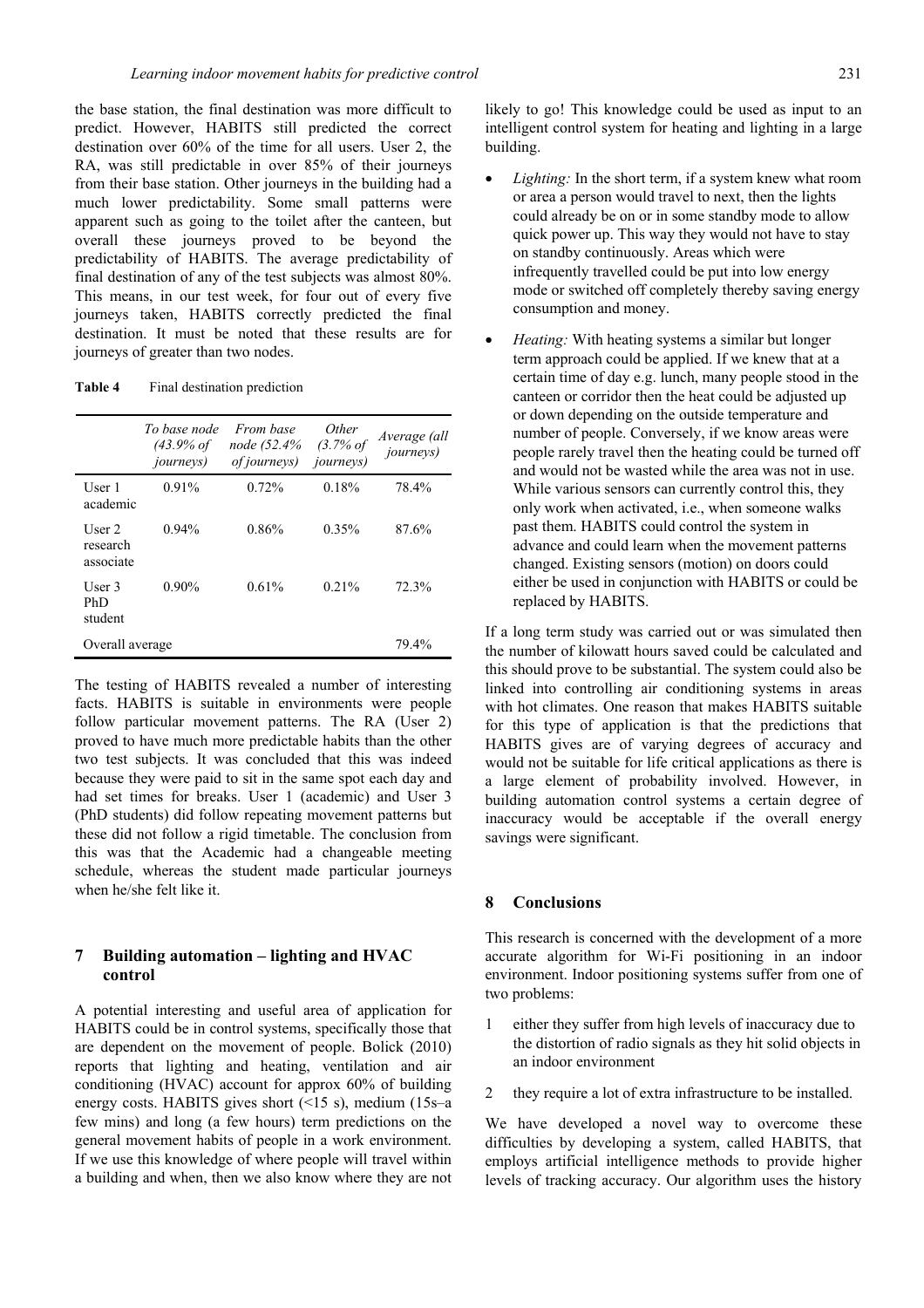the base station, the final destination was more difficult to predict. However, HABITS still predicted the correct destination over 60% of the time for all users. User 2, the RA, was still predictable in over 85% of their journeys from their base station. Other journeys in the building had a much lower predictability. Some small patterns were apparent such as going to the toilet after the canteen, but overall these journeys proved to be beyond the predictability of HABITS. The average predictability of final destination of any of the test subjects was almost 80%. This means, in our test week, for four out of every five journeys taken, HABITS correctly predicted the final destination. It must be noted that these results are for journeys of greater than two nodes.

**Table 4** Final destination prediction

| | *To base node (43.9% of journeys)* | *From base node (52.4% of journeys)* | *Other (3.7% of journeys)* | *Average (all journeys)* |
|---|---|---|---|---|
| User 1 academic | 0.91% | 0.72% | 0.18% | 78.4% |
| User 2 research associate | 0.94% | 0.86% | 0.35% | 87.6% |
| User 3 PhD student | 0.90% | 0.61% | 0.21% | 72.3% |
| Overall average | | | | 79.4% |

The testing of HABITS revealed a number of interesting facts. HABITS is suitable in environments were people follow particular movement patterns. The RA (User 2) proved to have much more predictable habits than the other two test subjects. It was concluded that this was indeed because they were paid to sit in the same spot each day and had set times for breaks. User 1 (academic) and User 3 (PhD students) did follow repeating movement patterns but these did not follow a rigid timetable. The conclusion from this was that the Academic had a changeable meeting schedule, whereas the student made particular journeys when he/she felt like it.

## 7 Building automation – lighting and HVAC control

A potential interesting and useful area of application for HABITS could be in control systems, specifically those that are dependent on the movement of people. Bolick (2010) reports that lighting and heating, ventilation and air conditioning (HVAC) account for approx 60% of building energy costs. HABITS gives short (<15 s), medium (15s–a few mins) and long (a few hours) term predictions on the general movement habits of people in a work environment. If we use this knowledge of where people will travel within a building and when, then we also know where they are not likely to go! This knowledge could be used as input to an intelligent control system for heating and lighting in a large building.

- *Lighting:* In the short term, if a system knew what room or area a person would travel to next, then the lights could already be on or in some standby mode to allow quick power up. This way they would not have to stay on standby continuously. Areas which were infrequently travelled could be put into low energy mode or switched off completely thereby saving energy consumption and money.
- *Heating:* With heating systems a similar but longer term approach could be applied. If we knew that at a certain time of day e.g. lunch, many people stood in the canteen or corridor then the heat could be adjusted up or down depending on the outside temperature and number of people. Conversely, if we know areas were people rarely travel then the heating could be turned off and would not be wasted while the area was not in use. While various sensors can currently control this, they only work when activated, i.e., when someone walks past them. HABITS could control the system in advance and could learn when the movement patterns changed. Existing sensors (motion) on doors could either be used in conjunction with HABITS or could be replaced by HABITS.

If a long term study was carried out or was simulated then the number of kilowatt hours saved could be calculated and this should prove to be substantial. The system could also be linked into controlling air conditioning systems in areas with hot climates. One reason that makes HABITS suitable for this type of application is that the predictions that HABITS gives are of varying degrees of accuracy and would not be suitable for life critical applications as there is a large element of probability involved. However, in building automation control systems a certain degree of inaccuracy would be acceptable if the overall energy savings were significant.

## 8 Conclusions

This research is concerned with the development of a more accurate algorithm for Wi-Fi positioning in an indoor environment. Indoor positioning systems suffer from one of two problems:

1. either they suffer from high levels of inaccuracy due to the distortion of radio signals as they hit solid objects in an indoor environment
2. they require a lot of extra infrastructure to be installed.

We have developed a novel way to overcome these difficulties by developing a system, called HABITS, that employs artificial intelligence methods to provide higher levels of tracking accuracy. Our algorithm uses the history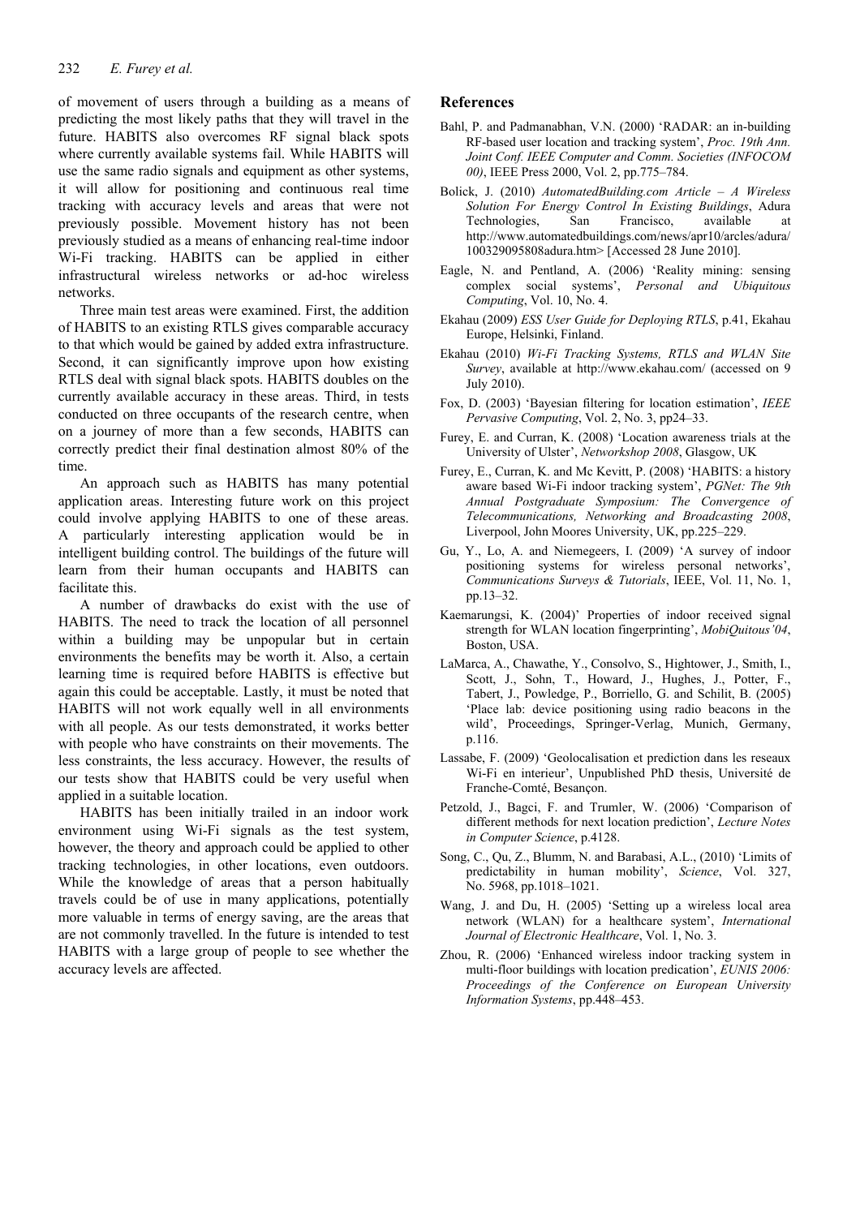of movement of users through a building as a means of predicting the most likely paths that they will travel in the future. HABITS also overcomes RF signal black spots where currently available systems fail. While HABITS will use the same radio signals and equipment as other systems, it will allow for positioning and continuous real time tracking with accuracy levels and areas that were not previously possible. Movement history has not been previously studied as a means of enhancing real-time indoor Wi-Fi tracking. HABITS can be applied in either infrastructural wireless networks or ad-hoc wireless networks.

Three main test areas were examined. First, the addition of HABITS to an existing RTLS gives comparable accuracy to that which would be gained by added extra infrastructure. Second, it can significantly improve upon how existing RTLS deal with signal black spots. HABITS doubles on the currently available accuracy in these areas. Third, in tests conducted on three occupants of the research centre, when on a journey of more than a few seconds, HABITS can correctly predict their final destination almost 80% of the time.

An approach such as HABITS has many potential application areas. Interesting future work on this project could involve applying HABITS to one of these areas. A particularly interesting application would be in intelligent building control. The buildings of the future will learn from their human occupants and HABITS can facilitate this.

A number of drawbacks do exist with the use of HABITS. The need to track the location of all personnel within a building may be unpopular but in certain environments the benefits may be worth it. Also, a certain learning time is required before HABITS is effective but again this could be acceptable. Lastly, it must be noted that HABITS will not work equally well in all environments with all people. As our tests demonstrated, it works better with people who have constraints on their movements. The less constraints, the less accuracy. However, the results of our tests show that HABITS could be very useful when applied in a suitable location.

HABITS has been initially trailed in an indoor work environment using Wi-Fi signals as the test system, however, the theory and approach could be applied to other tracking technologies, in other locations, even outdoors. While the knowledge of areas that a person habitually travels could be of use in many applications, potentially more valuable in terms of energy saving, are the areas that are not commonly travelled. In the future is intended to test HABITS with a large group of people to see whether the accuracy levels are affected.

## References

Bahl, P. and Padmanabhan, V.N. (2000) 'RADAR: an in-building RF-based user location and tracking system', *Proc. 19th Ann. Joint Conf. IEEE Computer and Comm. Societies (INFOCOM 00)*, IEEE Press 2000, Vol. 2, pp.775–784.

Bolick, J. (2010) *AutomatedBuilding.com Article – A Wireless Solution For Energy Control In Existing Buildings*, Adura Technologies, San Francisco, available at http://www.automatedbuildings.com/news/apr10/arcles/adura/100329095808adura.htm> [Accessed 28 June 2010].

Eagle, N. and Pentland, A. (2006) 'Reality mining: sensing complex social systems', *Personal and Ubiquitous Computing*, Vol. 10, No. 4.

Ekahau (2009) *ESS User Guide for Deploying RTLS*, p.41, Ekahau Europe, Helsinki, Finland.

Ekahau (2010) *Wi-Fi Tracking Systems, RTLS and WLAN Site Survey*, available at http://www.ekahau.com/ (accessed on 9 July 2010).

Fox, D. (2003) 'Bayesian filtering for location estimation', *IEEE Pervasive Computing*, Vol. 2, No. 3, pp24–33.

Furey, E. and Curran, K. (2008) 'Location awareness trials at the University of Ulster', *Networkshop 2008*, Glasgow, UK

Furey, E., Curran, K. and Mc Kevitt, P. (2008) 'HABITS: a history aware based Wi-Fi indoor tracking system', *PGNet: The 9th Annual Postgraduate Symposium: The Convergence of Telecommunications, Networking and Broadcasting 2008*, Liverpool, John Moores University, UK, pp.225–229.

Gu, Y., Lo, A. and Niemegeers, I. (2009) 'A survey of indoor positioning systems for wireless personal networks', *Communications Surveys & Tutorials*, IEEE, Vol. 11, No. 1, pp.13–32.

Kaemarungsi, K. (2004)' Properties of indoor received signal strength for WLAN location fingerprinting', *MobiQuitous'04*, Boston, USA.

LaMarca, A., Chawathe, Y., Consolvo, S., Hightower, J., Smith, I., Scott, J., Sohn, T., Howard, J., Hughes, J., Potter, F., Tabert, J., Powledge, P., Borriello, G. and Schilit, B. (2005) 'Place lab: device positioning using radio beacons in the wild', Proceedings, Springer-Verlag, Munich, Germany, p.116.

Lassabe, F. (2009) 'Geolocalisation et prediction dans les reseaux Wi-Fi en interieur', Unpublished PhD thesis, Université de Franche-Comté, Besançon.

Petzold, J., Bagci, F. and Trumler, W. (2006) 'Comparison of different methods for next location prediction', *Lecture Notes in Computer Science*, p.4128.

Song, C., Qu, Z., Blumm, N. and Barabasi, A.L., (2010) 'Limits of predictability in human mobility', *Science*, Vol. 327, No. 5968, pp.1018–1021.

Wang, J. and Du, H. (2005) 'Setting up a wireless local area network (WLAN) for a healthcare system', *International Journal of Electronic Healthcare*, Vol. 1, No. 3.

Zhou, R. (2006) 'Enhanced wireless indoor tracking system in multi-floor buildings with location predication', *EUNIS 2006: Proceedings of the Conference on European University Information Systems*, pp.448–453.